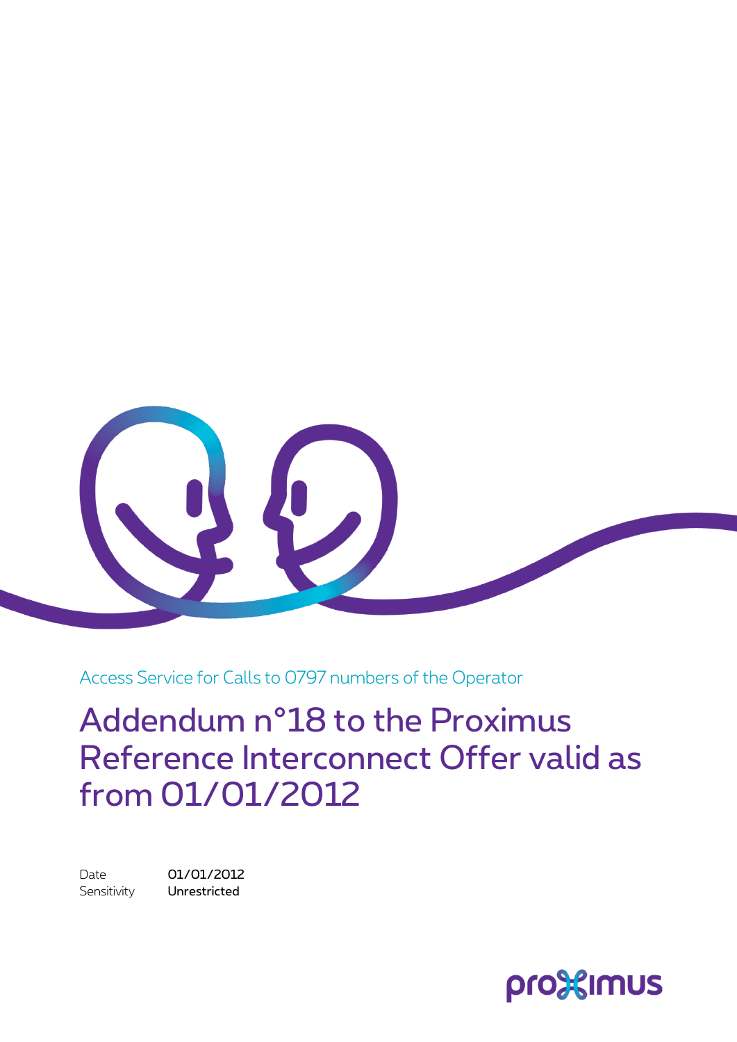Access Service for Calls to 0797 numbers of the Operator

# Addendum n°18 to the Proximus Reference Interconnect Offer valid as from 01/01/2012

Date 01/01/2012
Sensitivity **Unrestricted**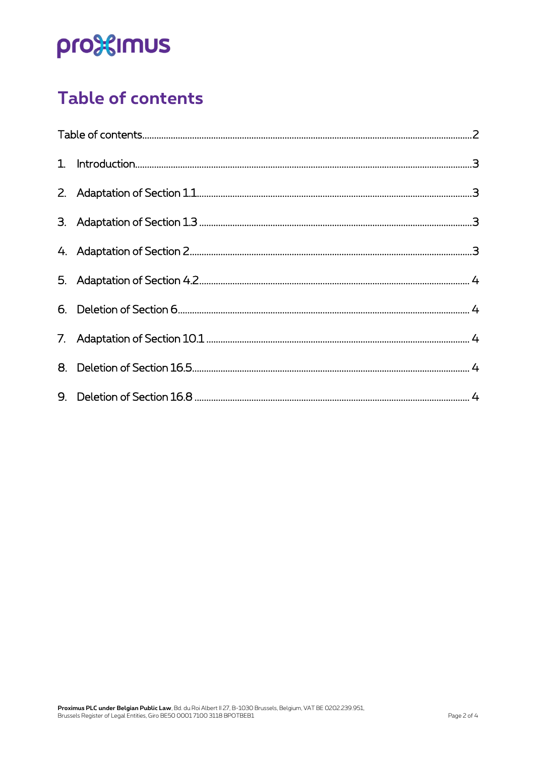# Table of contents

Table of contents ........ 2

1. Introduction ........ 3
2. Adaptation of Section 1.1 ........ 3
3. Adaptation of Section 1.3 ........ 3
4. Adaptation of Section 2 ........ 3
5. Adaptation of Section 4.2 ........ 4
6. Deletion of Section 6 ........ 4
7. Adaptation of Section 10.1 ........ 4
8. Deletion of Section 16.5 ........ 4
9. Deletion of Section 16.8 ........ 4

**Proximus PLC under Belgian Public Law**, Bd. du Roi Albert II 27, B-1030 Brussels, Belgium, VAT BE 0202.239.951, Brussels Register of Legal Entities, Giro BE50 0001 7100 3118 BPOTBEB1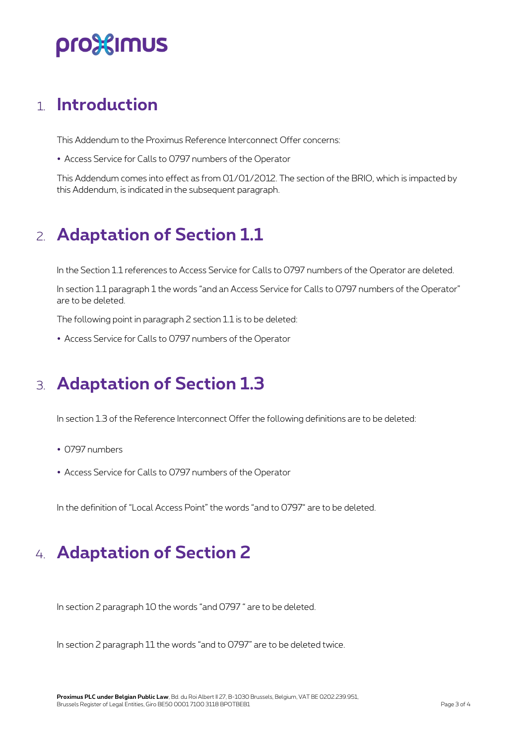# 1. Introduction

This Addendum to the Proximus Reference Interconnect Offer concerns:

- Access Service for Calls to 0797 numbers of the Operator

This Addendum comes into effect as from 01/01/2012. The section of the BRIO, which is impacted by this Addendum, is indicated in the subsequent paragraph.

# 2. Adaptation of Section 1.1

In the Section 1.1 references to Access Service for Calls to 0797 numbers of the Operator are deleted.

In section 1.1 paragraph 1 the words "and an Access Service for Calls to 0797 numbers of the Operator" are to be deleted.

The following point in paragraph 2 section 1.1 is to be deleted:

- Access Service for Calls to 0797 numbers of the Operator

# 3. Adaptation of Section 1.3

In section 1.3 of the Reference Interconnect Offer the following definitions are to be deleted:

- 0797 numbers
- Access Service for Calls to 0797 numbers of the Operator

In the definition of "Local Access Point" the words "and to 0797" are to be deleted.

# 4. Adaptation of Section 2

In section 2 paragraph 10 the words "and 0797 " are to be deleted.

In section 2 paragraph 11 the words "and to 0797" are to be deleted twice.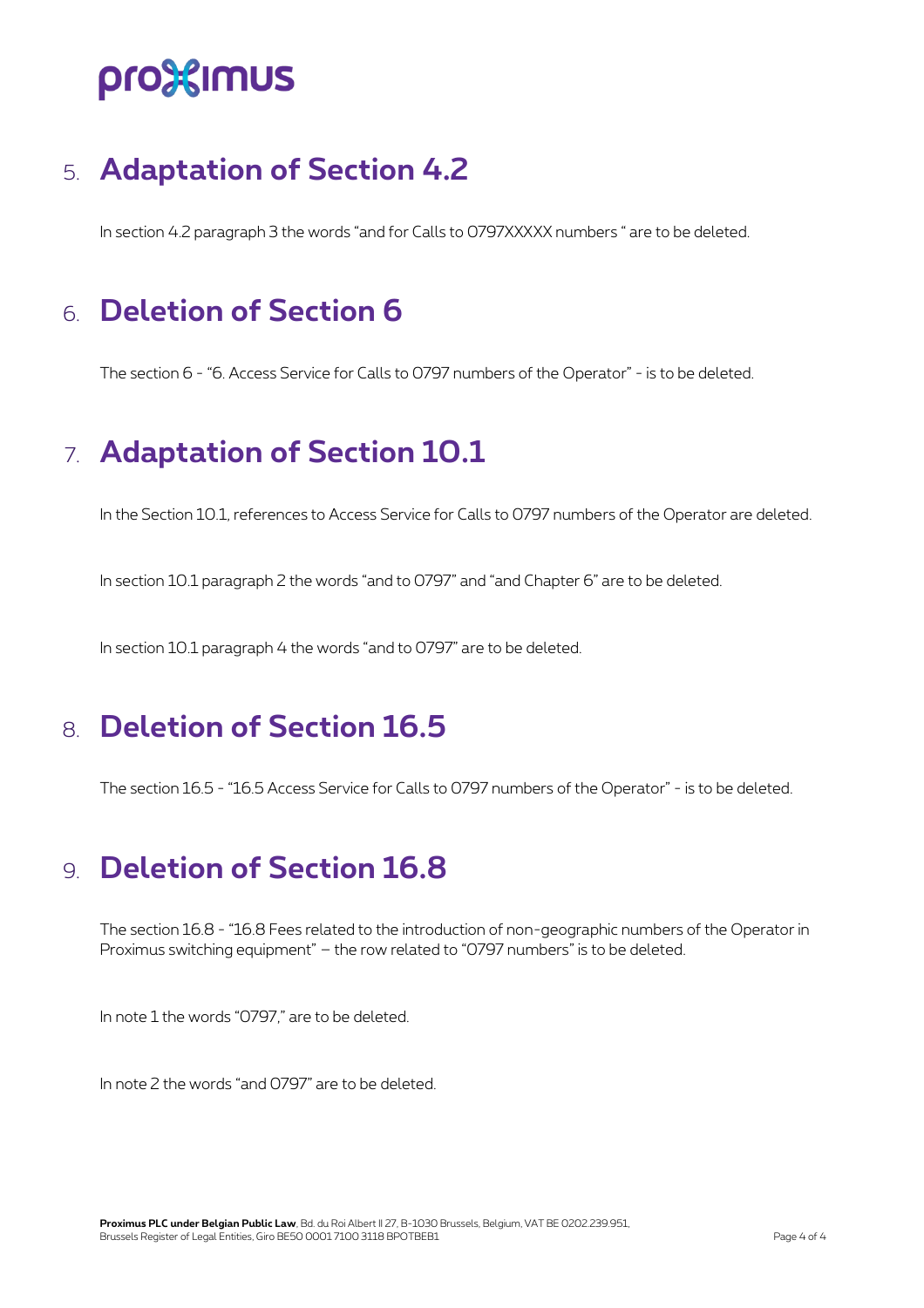## 5. Adaptation of Section 4.2

In section 4.2 paragraph 3 the words "and for Calls to 0797XXXXX numbers " are to be deleted.

## 6. Deletion of Section 6

The section 6 - "6. Access Service for Calls to 0797 numbers of the Operator" - is to be deleted.

## 7. Adaptation of Section 10.1

In the Section 10.1, references to Access Service for Calls to 0797 numbers of the Operator are deleted.

In section 10.1 paragraph 2 the words "and to 0797" and "and Chapter 6" are to be deleted.

In section 10.1 paragraph 4 the words "and to 0797" are to be deleted.

## 8. Deletion of Section 16.5

The section 16.5 - "16.5 Access Service for Calls to 0797 numbers of the Operator" - is to be deleted.

## 9. Deletion of Section 16.8

The section 16.8 - "16.8 Fees related to the introduction of non-geographic numbers of the Operator in Proximus switching equipment" – the row related to "0797 numbers" is to be deleted.

In note 1 the words "0797," are to be deleted.

In note 2 the words "and 0797" are to be deleted.